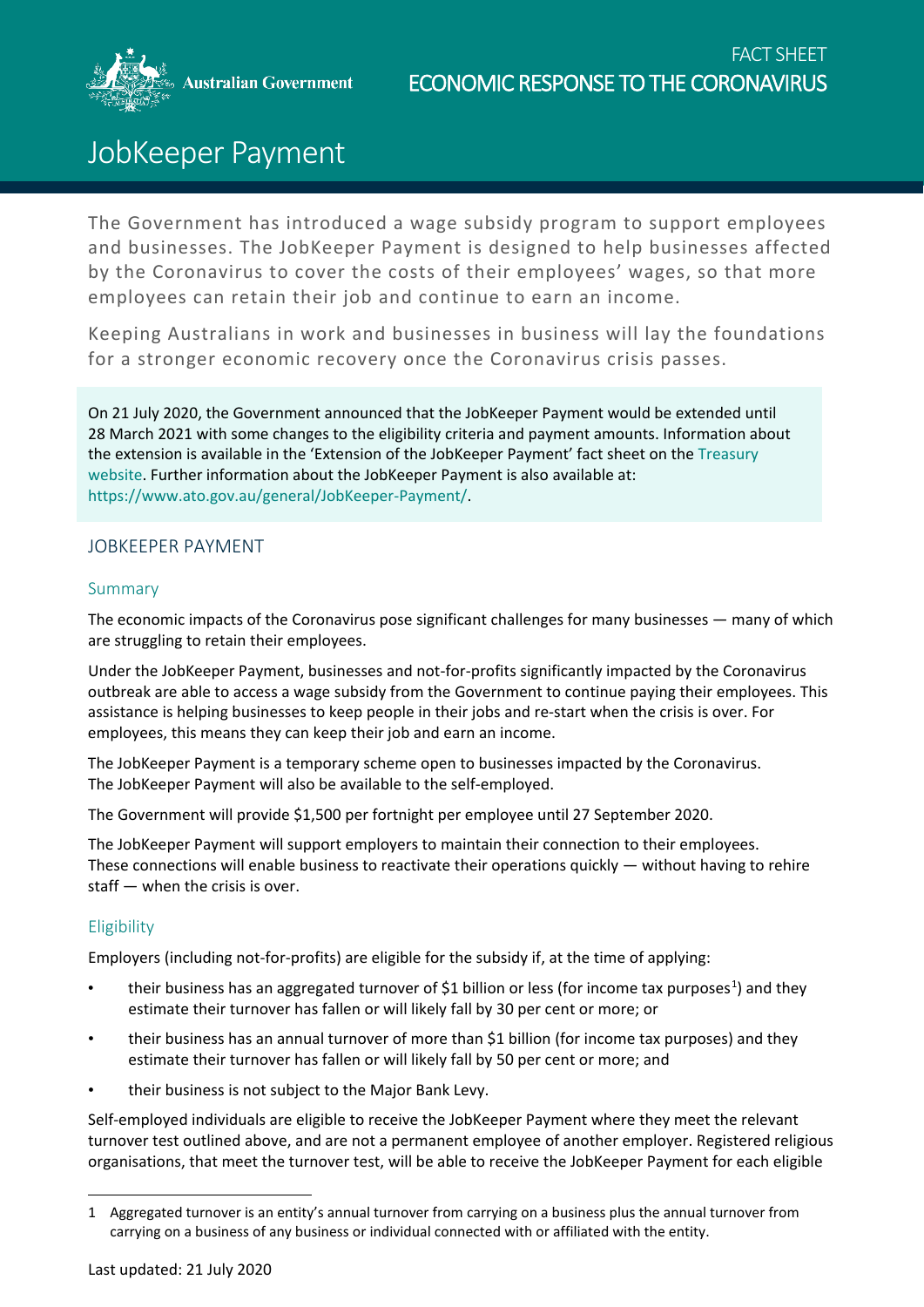FACT SHEET

ECONOMIC RESPONSE TO THE CORONAVIRUS

# JobKeeper Payment

The Government has introduced a wage subsidy program to support employees and businesses. The JobKeeper Payment is designed to help businesses affected by the Coronavirus to cover the costs of their employees' wages, so that more employees can retain their job and continue to earn an income.

Keeping Australians in work and businesses in business will lay the foundations for a stronger economic recovery once the Coronavirus crisis passes.

On 21 July 2020, the Government announced that the JobKeeper Payment would be extended until 28 March 2021 with some changes to the eligibility criteria and payment amounts. Information about the extension is available in the 'Extension of the JobKeeper Payment' fact sheet on the Treasury website. Further information about the JobKeeper Payment is also available at: https://www.ato.gov.au/general/JobKeeper-Payment/.

## JOBKEEPER PAYMENT

### Summary

The economic impacts of the Coronavirus pose significant challenges for many businesses — many of which are struggling to retain their employees.

Under the JobKeeper Payment, businesses and not-for-profits significantly impacted by the Coronavirus outbreak are able to access a wage subsidy from the Government to continue paying their employees. This assistance is helping businesses to keep people in their jobs and re-start when the crisis is over. For employees, this means they can keep their job and earn an income.

The JobKeeper Payment is a temporary scheme open to businesses impacted by the Coronavirus. The JobKeeper Payment will also be available to the self-employed.

The Government will provide $1,500 per fortnight per employee until 27 September 2020.

The JobKeeper Payment will support employers to maintain their connection to their employees. These connections will enable business to reactivate their operations quickly — without having to rehire staff — when the crisis is over.

### Eligibility

Employers (including not-for-profits) are eligible for the subsidy if, at the time of applying:

- their business has an aggregated turnover of $1 billion or less (for income tax purposes[1]) and they estimate their turnover has fallen or will likely fall by 30 per cent or more; or
- their business has an annual turnover of more than $1 billion (for income tax purposes) and they estimate their turnover has fallen or will likely fall by 50 per cent or more; and
- their business is not subject to the Major Bank Levy.

Self-employed individuals are eligible to receive the JobKeeper Payment where they meet the relevant turnover test outlined above, and are not a permanent employee of another employer. Registered religious organisations, that meet the turnover test, will be able to receive the JobKeeper Payment for each eligible

---

1 Aggregated turnover is an entity's annual turnover from carrying on a business plus the annual turnover from carrying on a business of any business or individual connected with or affiliated with the entity.

Last updated: 21 July 2020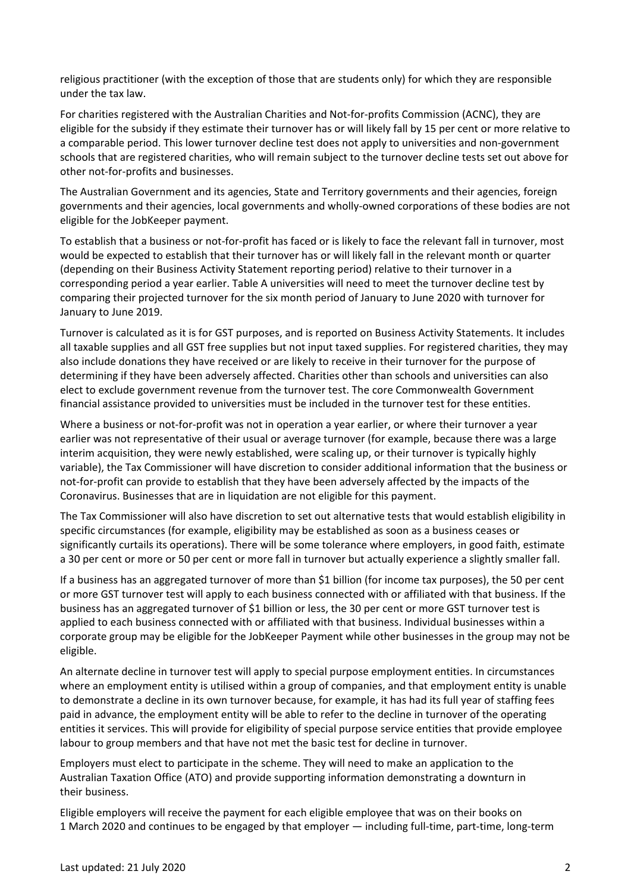religious practitioner (with the exception of those that are students only) for which they are responsible under the tax law.

For charities registered with the Australian Charities and Not-for-profits Commission (ACNC), they are eligible for the subsidy if they estimate their turnover has or will likely fall by 15 per cent or more relative to a comparable period. This lower turnover decline test does not apply to universities and non-government schools that are registered charities, who will remain subject to the turnover decline tests set out above for other not-for-profits and businesses.

The Australian Government and its agencies, State and Territory governments and their agencies, foreign governments and their agencies, local governments and wholly-owned corporations of these bodies are not eligible for the JobKeeper payment.

To establish that a business or not-for-profit has faced or is likely to face the relevant fall in turnover, most would be expected to establish that their turnover has or will likely fall in the relevant month or quarter (depending on their Business Activity Statement reporting period) relative to their turnover in a corresponding period a year earlier. Table A universities will need to meet the turnover decline test by comparing their projected turnover for the six month period of January to June 2020 with turnover for January to June 2019.

Turnover is calculated as it is for GST purposes, and is reported on Business Activity Statements. It includes all taxable supplies and all GST free supplies but not input taxed supplies. For registered charities, they may also include donations they have received or are likely to receive in their turnover for the purpose of determining if they have been adversely affected. Charities other than schools and universities can also elect to exclude government revenue from the turnover test. The core Commonwealth Government financial assistance provided to universities must be included in the turnover test for these entities.

Where a business or not-for-profit was not in operation a year earlier, or where their turnover a year earlier was not representative of their usual or average turnover (for example, because there was a large interim acquisition, they were newly established, were scaling up, or their turnover is typically highly variable), the Tax Commissioner will have discretion to consider additional information that the business or not-for-profit can provide to establish that they have been adversely affected by the impacts of the Coronavirus. Businesses that are in liquidation are not eligible for this payment.

The Tax Commissioner will also have discretion to set out alternative tests that would establish eligibility in specific circumstances (for example, eligibility may be established as soon as a business ceases or significantly curtails its operations). There will be some tolerance where employers, in good faith, estimate a 30 per cent or more or 50 per cent or more fall in turnover but actually experience a slightly smaller fall.

If a business has an aggregated turnover of more than $1 billion (for income tax purposes), the 50 per cent or more GST turnover test will apply to each business connected with or affiliated with that business. If the business has an aggregated turnover of $1 billion or less, the 30 per cent or more GST turnover test is applied to each business connected with or affiliated with that business. Individual businesses within a corporate group may be eligible for the JobKeeper Payment while other businesses in the group may not be eligible.

An alternate decline in turnover test will apply to special purpose employment entities. In circumstances where an employment entity is utilised within a group of companies, and that employment entity is unable to demonstrate a decline in its own turnover because, for example, it has had its full year of staffing fees paid in advance, the employment entity will be able to refer to the decline in turnover of the operating entities it services. This will provide for eligibility of special purpose service entities that provide employee labour to group members and that have not met the basic test for decline in turnover.

Employers must elect to participate in the scheme. They will need to make an application to the Australian Taxation Office (ATO) and provide supporting information demonstrating a downturn in their business.

Eligible employers will receive the payment for each eligible employee that was on their books on 1 March 2020 and continues to be engaged by that employer — including full-time, part-time, long-term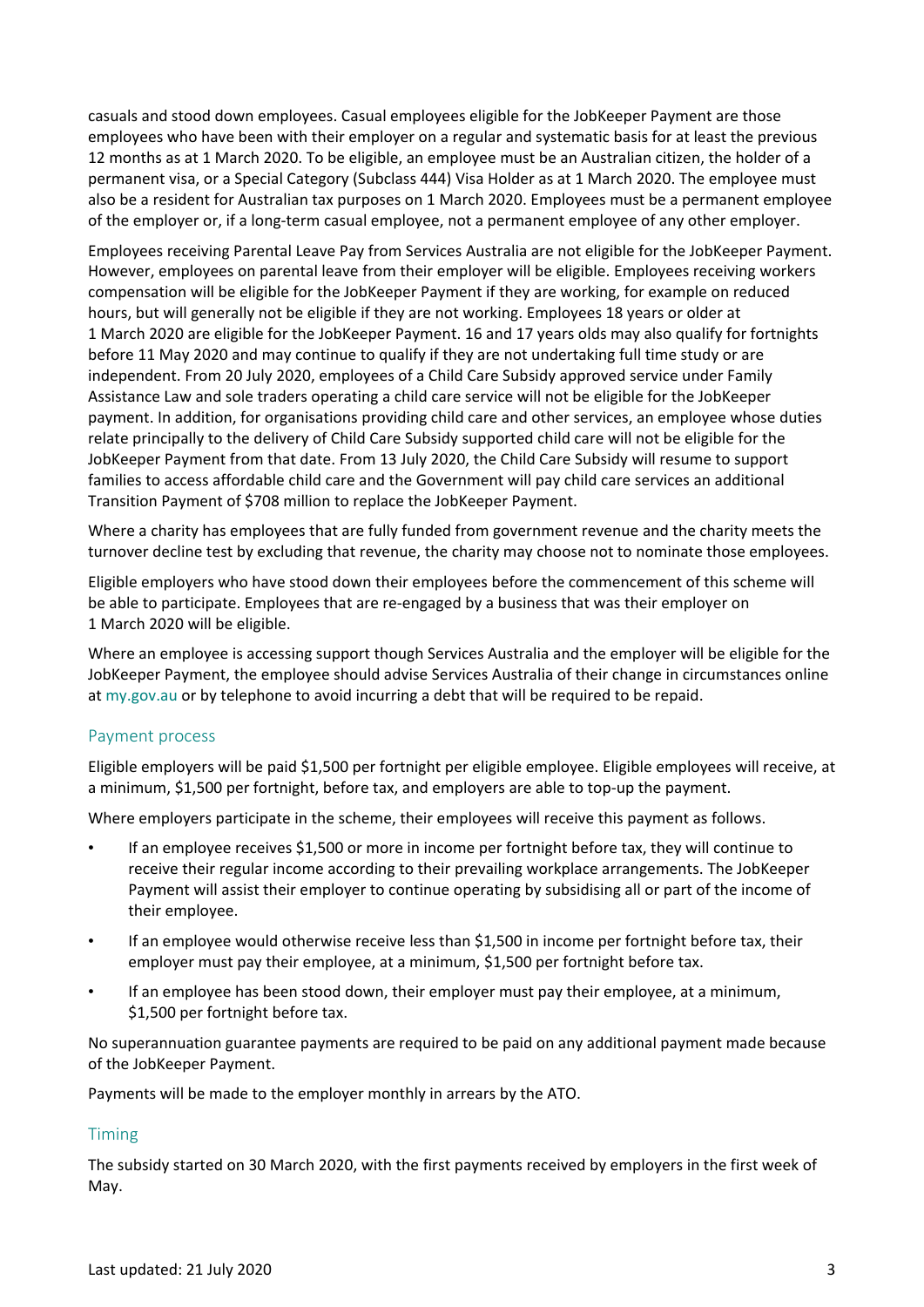casuals and stood down employees. Casual employees eligible for the JobKeeper Payment are those employees who have been with their employer on a regular and systematic basis for at least the previous 12 months as at 1 March 2020. To be eligible, an employee must be an Australian citizen, the holder of a permanent visa, or a Special Category (Subclass 444) Visa Holder as at 1 March 2020. The employee must also be a resident for Australian tax purposes on 1 March 2020. Employees must be a permanent employee of the employer or, if a long-term casual employee, not a permanent employee of any other employer.

Employees receiving Parental Leave Pay from Services Australia are not eligible for the JobKeeper Payment. However, employees on parental leave from their employer will be eligible. Employees receiving workers compensation will be eligible for the JobKeeper Payment if they are working, for example on reduced hours, but will generally not be eligible if they are not working. Employees 18 years or older at 1 March 2020 are eligible for the JobKeeper Payment. 16 and 17 years olds may also qualify for fortnights before 11 May 2020 and may continue to qualify if they are not undertaking full time study or are independent. From 20 July 2020, employees of a Child Care Subsidy approved service under Family Assistance Law and sole traders operating a child care service will not be eligible for the JobKeeper payment. In addition, for organisations providing child care and other services, an employee whose duties relate principally to the delivery of Child Care Subsidy supported child care will not be eligible for the JobKeeper Payment from that date. From 13 July 2020, the Child Care Subsidy will resume to support families to access affordable child care and the Government will pay child care services an additional Transition Payment of $708 million to replace the JobKeeper Payment.

Where a charity has employees that are fully funded from government revenue and the charity meets the turnover decline test by excluding that revenue, the charity may choose not to nominate those employees.

Eligible employers who have stood down their employees before the commencement of this scheme will be able to participate. Employees that are re-engaged by a business that was their employer on 1 March 2020 will be eligible.

Where an employee is accessing support though Services Australia and the employer will be eligible for the JobKeeper Payment, the employee should advise Services Australia of their change in circumstances online at my.gov.au or by telephone to avoid incurring a debt that will be required to be repaid.

## Payment process

Eligible employers will be paid $1,500 per fortnight per eligible employee. Eligible employees will receive, at a minimum, $1,500 per fortnight, before tax, and employers are able to top-up the payment.

Where employers participate in the scheme, their employees will receive this payment as follows.

- If an employee receives $1,500 or more in income per fortnight before tax, they will continue to receive their regular income according to their prevailing workplace arrangements. The JobKeeper Payment will assist their employer to continue operating by subsidising all or part of the income of their employee.
- If an employee would otherwise receive less than $1,500 in income per fortnight before tax, their employer must pay their employee, at a minimum, $1,500 per fortnight before tax.
- If an employee has been stood down, their employer must pay their employee, at a minimum, $1,500 per fortnight before tax.

No superannuation guarantee payments are required to be paid on any additional payment made because of the JobKeeper Payment.

Payments will be made to the employer monthly in arrears by the ATO.

## Timing

The subsidy started on 30 March 2020, with the first payments received by employers in the first week of May.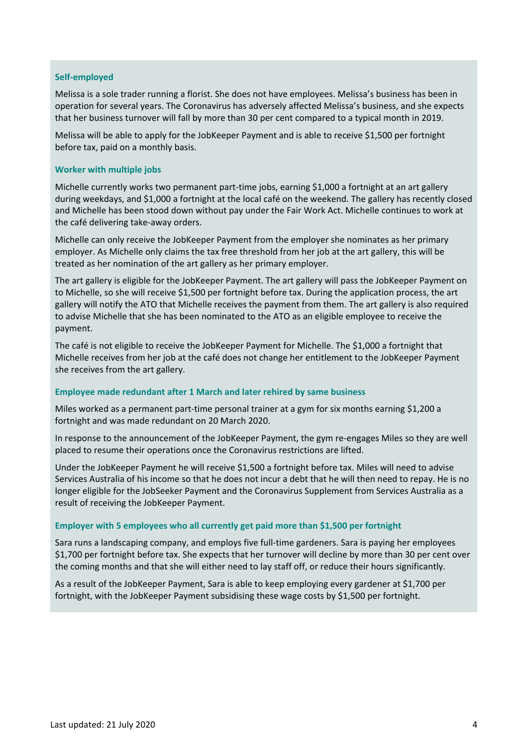### Self-employed

Melissa is a sole trader running a florist. She does not have employees. Melissa's business has been in operation for several years. The Coronavirus has adversely affected Melissa's business, and she expects that her business turnover will fall by more than 30 per cent compared to a typical month in 2019.

Melissa will be able to apply for the JobKeeper Payment and is able to receive $1,500 per fortnight before tax, paid on a monthly basis.

### Worker with multiple jobs

Michelle currently works two permanent part-time jobs, earning $1,000 a fortnight at an art gallery during weekdays, and $1,000 a fortnight at the local café on the weekend. The gallery has recently closed and Michelle has been stood down without pay under the Fair Work Act. Michelle continues to work at the café delivering take-away orders.

Michelle can only receive the JobKeeper Payment from the employer she nominates as her primary employer. As Michelle only claims the tax free threshold from her job at the art gallery, this will be treated as her nomination of the art gallery as her primary employer.

The art gallery is eligible for the JobKeeper Payment. The art gallery will pass the JobKeeper Payment on to Michelle, so she will receive $1,500 per fortnight before tax. During the application process, the art gallery will notify the ATO that Michelle receives the payment from them. The art gallery is also required to advise Michelle that she has been nominated to the ATO as an eligible employee to receive the payment.

The café is not eligible to receive the JobKeeper Payment for Michelle. The $1,000 a fortnight that Michelle receives from her job at the café does not change her entitlement to the JobKeeper Payment she receives from the art gallery.

### Employee made redundant after 1 March and later rehired by same business

Miles worked as a permanent part-time personal trainer at a gym for six months earning $1,200 a fortnight and was made redundant on 20 March 2020.

In response to the announcement of the JobKeeper Payment, the gym re-engages Miles so they are well placed to resume their operations once the Coronavirus restrictions are lifted.

Under the JobKeeper Payment he will receive $1,500 a fortnight before tax. Miles will need to advise Services Australia of his income so that he does not incur a debt that he will then need to repay. He is no longer eligible for the JobSeeker Payment and the Coronavirus Supplement from Services Australia as a result of receiving the JobKeeper Payment.

### Employer with 5 employees who all currently get paid more than $1,500 per fortnight

Sara runs a landscaping company, and employs five full-time gardeners. Sara is paying her employees $1,700 per fortnight before tax. She expects that her turnover will decline by more than 30 per cent over the coming months and that she will either need to lay staff off, or reduce their hours significantly.

As a result of the JobKeeper Payment, Sara is able to keep employing every gardener at $1,700 per fortnight, with the JobKeeper Payment subsidising these wage costs by $1,500 per fortnight.

Last updated: 21 July 2020